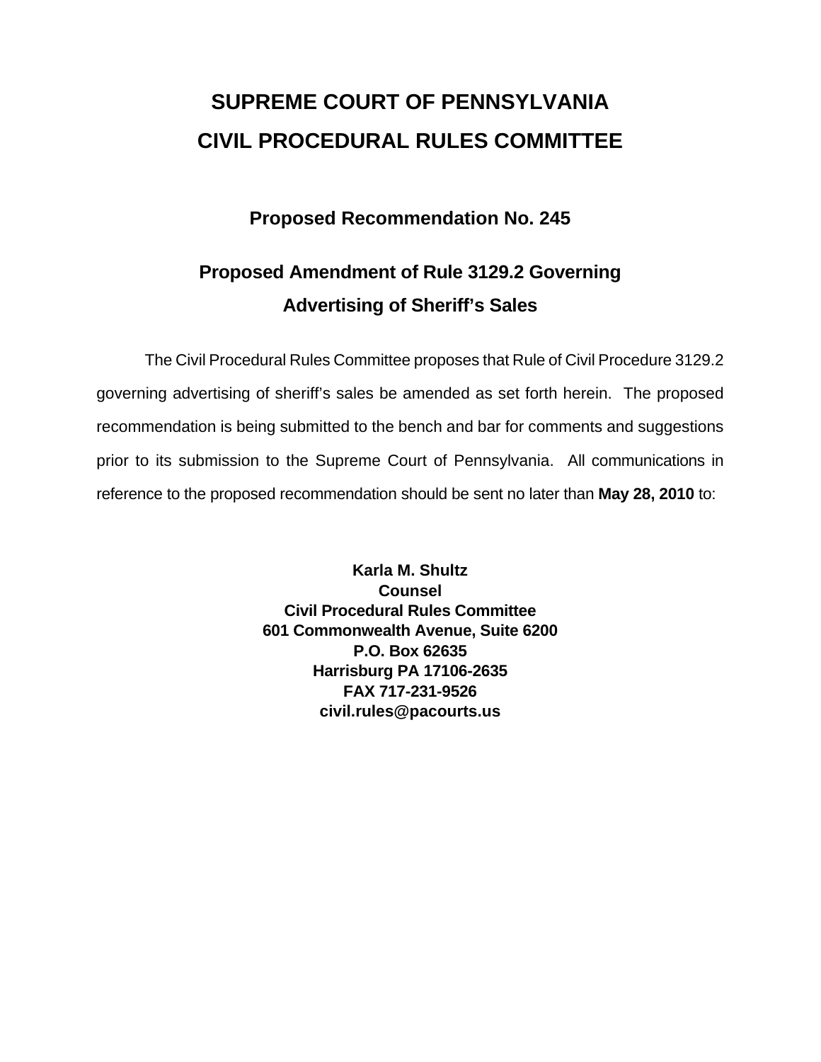# SUPREME COURT OF PENNSYLVANIA
# CIVIL PROCEDURAL RULES COMMITTEE

## Proposed Recommendation No. 245

## Proposed Amendment of Rule 3129.2 Governing Advertising of Sheriff's Sales

The Civil Procedural Rules Committee proposes that Rule of Civil Procedure 3129.2 governing advertising of sheriff's sales be amended as set forth herein. The proposed recommendation is being submitted to the bench and bar for comments and suggestions prior to its submission to the Supreme Court of Pennsylvania. All communications in reference to the proposed recommendation should be sent no later than **May 28, 2010** to:

**Karla M. Shultz**
**Counsel**
**Civil Procedural Rules Committee**
**601 Commonwealth Avenue, Suite 6200**
**P.O. Box 62635**
**Harrisburg PA 17106-2635**
**FAX 717-231-9526**
**civil.rules@pacourts.us**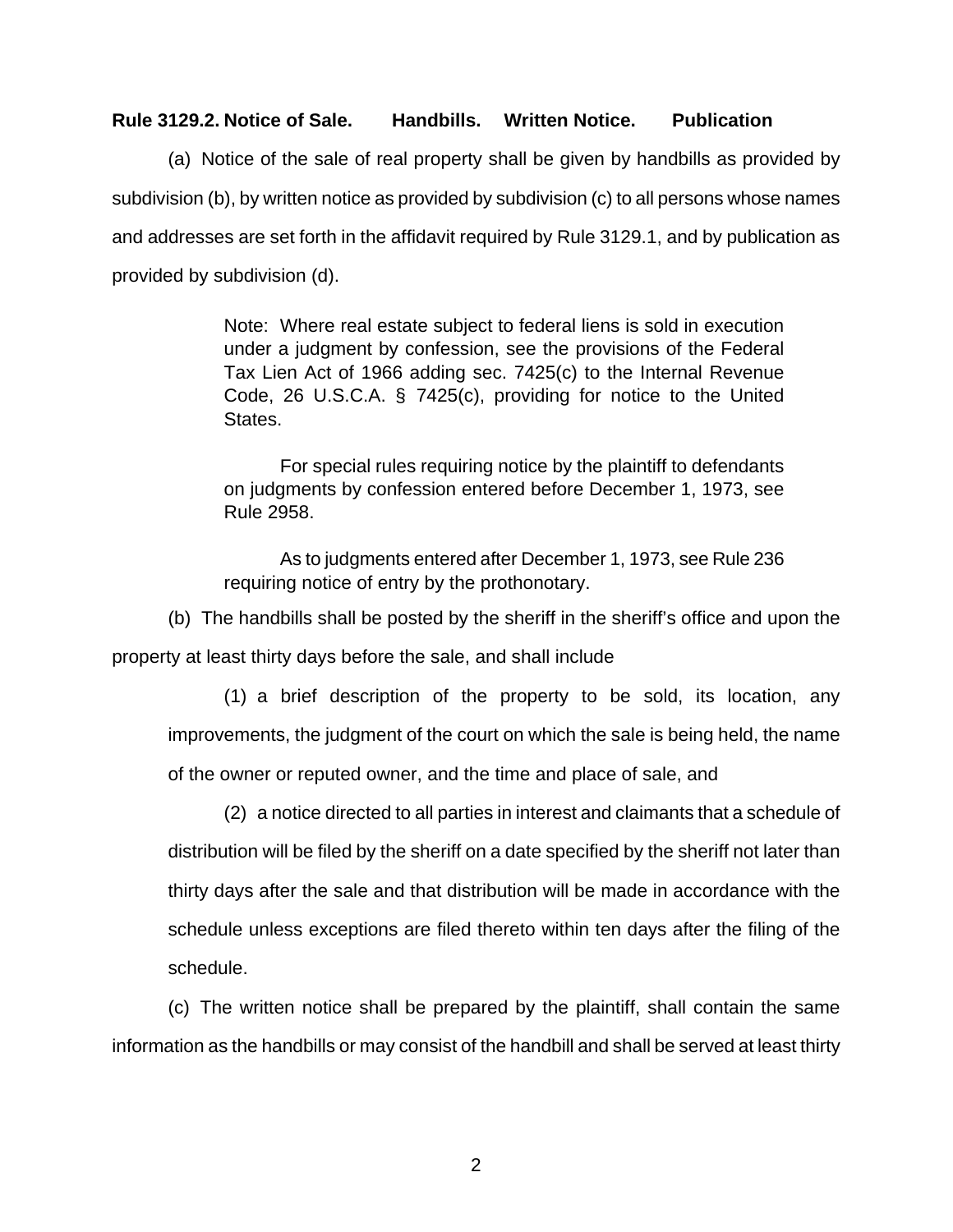**Rule 3129.2. Notice of Sale. Handbills. Written Notice. Publication**

(a) Notice of the sale of real property shall be given by handbills as provided by subdivision (b), by written notice as provided by subdivision (c) to all persons whose names and addresses are set forth in the affidavit required by Rule 3129.1, and by publication as provided by subdivision (d).

> Note: Where real estate subject to federal liens is sold in execution under a judgment by confession, see the provisions of the Federal Tax Lien Act of 1966 adding sec. 7425(c) to the Internal Revenue Code, 26 U.S.C.A. § 7425(c), providing for notice to the United States.
>
> For special rules requiring notice by the plaintiff to defendants on judgments by confession entered before December 1, 1973, see Rule 2958.
>
> As to judgments entered after December 1, 1973, see Rule 236 requiring notice of entry by the prothonotary.

(b) The handbills shall be posted by the sheriff in the sheriff's office and upon the property at least thirty days before the sale, and shall include

(1) a brief description of the property to be sold, its location, any improvements, the judgment of the court on which the sale is being held, the name of the owner or reputed owner, and the time and place of sale, and

(2) a notice directed to all parties in interest and claimants that a schedule of distribution will be filed by the sheriff on a date specified by the sheriff not later than thirty days after the sale and that distribution will be made in accordance with the schedule unless exceptions are filed thereto within ten days after the filing of the schedule.

(c) The written notice shall be prepared by the plaintiff, shall contain the same information as the handbills or may consist of the handbill and shall be served at least thirty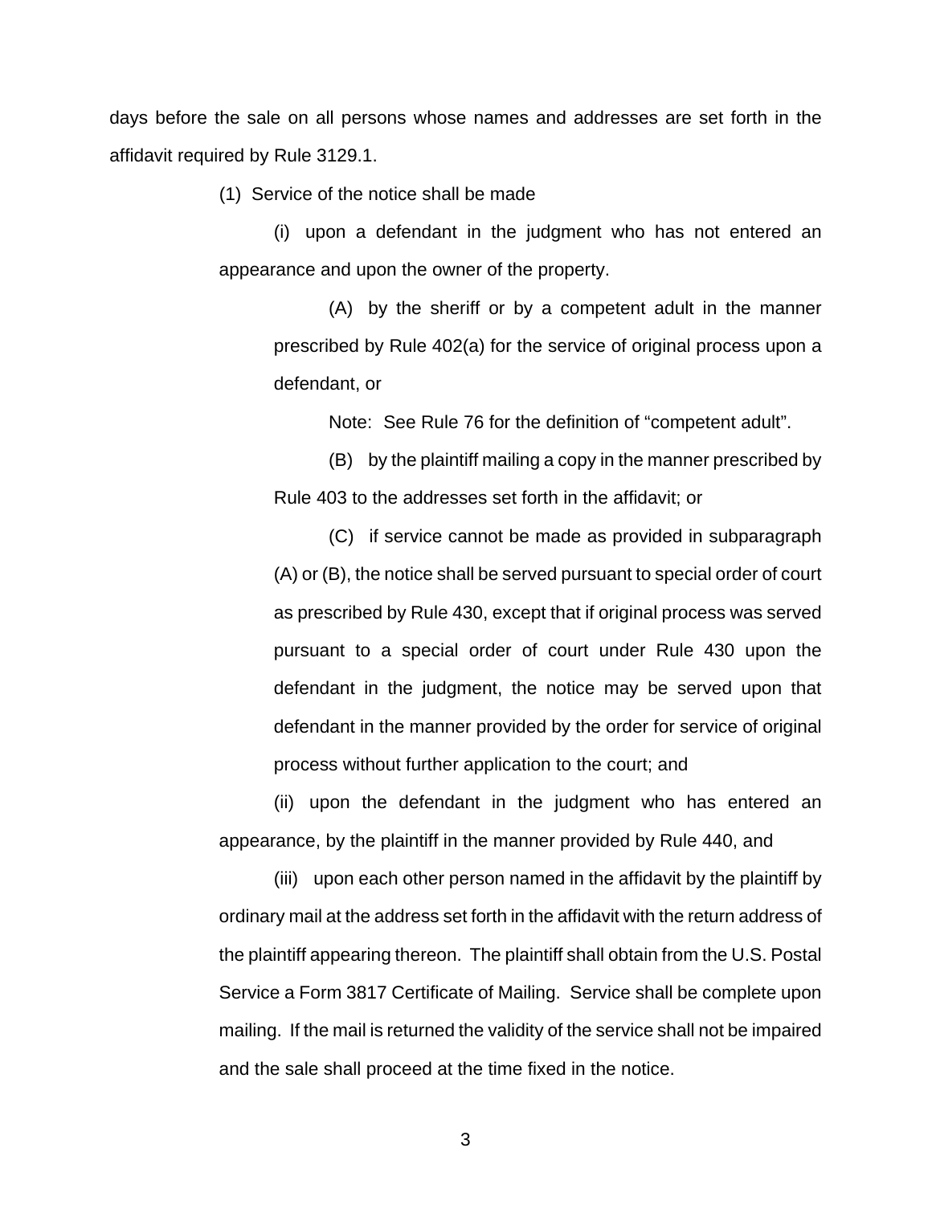days before the sale on all persons whose names and addresses are set forth in the affidavit required by Rule 3129.1.

(1) Service of the notice shall be made

(i) upon a defendant in the judgment who has not entered an appearance and upon the owner of the property.

(A) by the sheriff or by a competent adult in the manner prescribed by Rule 402(a) for the service of original process upon a defendant, or

Note: See Rule 76 for the definition of "competent adult".

(B) by the plaintiff mailing a copy in the manner prescribed by Rule 403 to the addresses set forth in the affidavit; or

(C) if service cannot be made as provided in subparagraph (A) or (B), the notice shall be served pursuant to special order of court as prescribed by Rule 430, except that if original process was served pursuant to a special order of court under Rule 430 upon the defendant in the judgment, the notice may be served upon that defendant in the manner provided by the order for service of original process without further application to the court; and

(ii) upon the defendant in the judgment who has entered an appearance, by the plaintiff in the manner provided by Rule 440, and

(iii) upon each other person named in the affidavit by the plaintiff by ordinary mail at the address set forth in the affidavit with the return address of the plaintiff appearing thereon. The plaintiff shall obtain from the U.S. Postal Service a Form 3817 Certificate of Mailing. Service shall be complete upon mailing. If the mail is returned the validity of the service shall not be impaired and the sale shall proceed at the time fixed in the notice.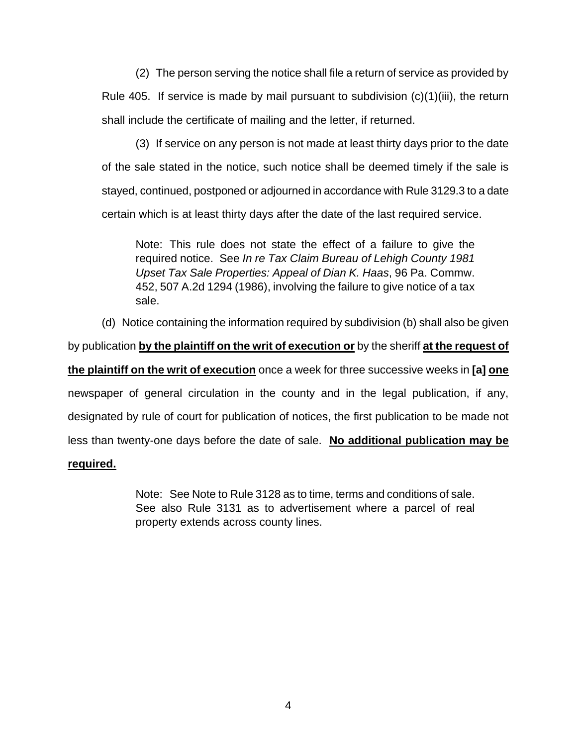(2) The person serving the notice shall file a return of service as provided by Rule 405. If service is made by mail pursuant to subdivision (c)(1)(iii), the return shall include the certificate of mailing and the letter, if returned.

(3) If service on any person is not made at least thirty days prior to the date of the sale stated in the notice, such notice shall be deemed timely if the sale is stayed, continued, postponed or adjourned in accordance with Rule 3129.3 to a date certain which is at least thirty days after the date of the last required service.

> Note: This rule does not state the effect of a failure to give the required notice. See *In re Tax Claim Bureau of Lehigh County 1981 Upset Tax Sale Properties: Appeal of Dian K. Haas*, 96 Pa. Commw. 452, 507 A.2d 1294 (1986), involving the failure to give notice of a tax sale.

(d) Notice containing the information required by subdivision (b) shall also be given by publication **by the plaintiff on the writ of execution or** by the sheriff **at the request of the plaintiff on the writ of execution** once a week for three successive weeks in **[a]** **one** newspaper of general circulation in the county and in the legal publication, if any, designated by rule of court for publication of notices, the first publication to be made not less than twenty-one days before the date of sale. **No additional publication may be required.**

> Note: See Note to Rule 3128 as to time, terms and conditions of sale. See also Rule 3131 as to advertisement where a parcel of real property extends across county lines.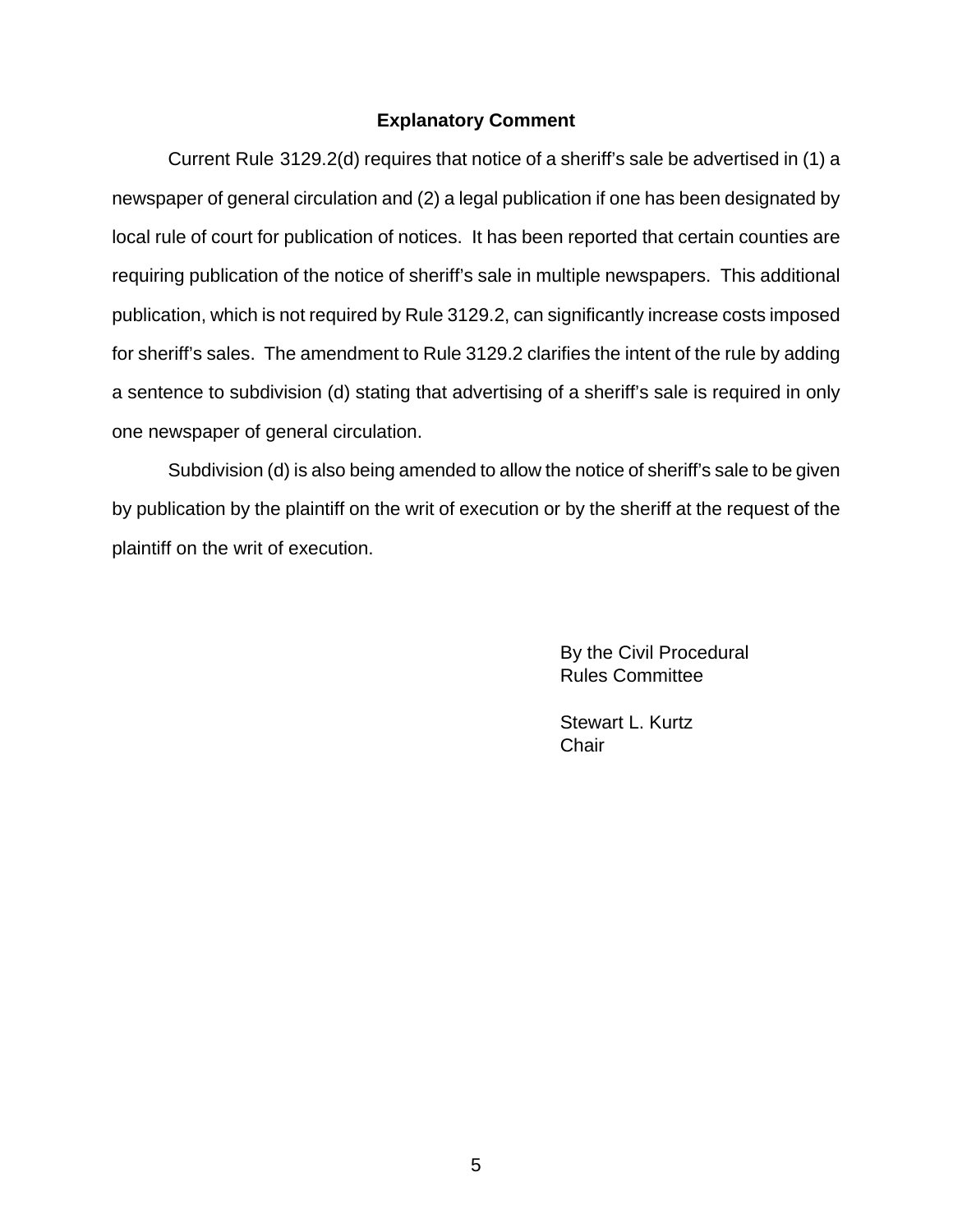## Explanatory Comment

Current Rule 3129.2(d) requires that notice of a sheriff's sale be advertised in (1) a newspaper of general circulation and (2) a legal publication if one has been designated by local rule of court for publication of notices. It has been reported that certain counties are requiring publication of the notice of sheriff's sale in multiple newspapers. This additional publication, which is not required by Rule 3129.2, can significantly increase costs imposed for sheriff's sales. The amendment to Rule 3129.2 clarifies the intent of the rule by adding a sentence to subdivision (d) stating that advertising of a sheriff's sale is required in only one newspaper of general circulation.

Subdivision (d) is also being amended to allow the notice of sheriff's sale to be given by publication by the plaintiff on the writ of execution or by the sheriff at the request of the plaintiff on the writ of execution.

By the Civil Procedural
Rules Committee

Stewart L. Kurtz
Chair